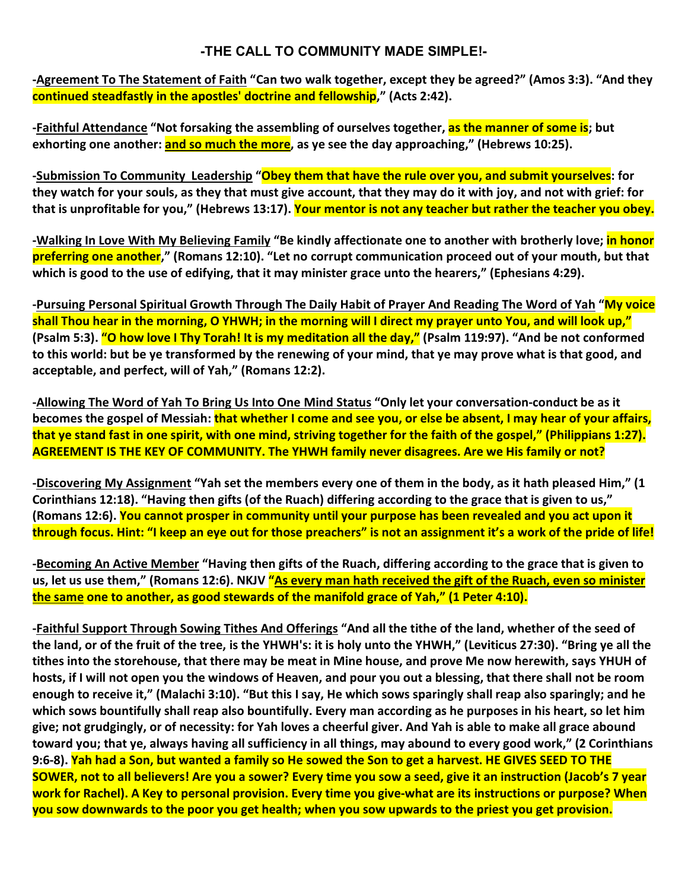## -THE CALL TO COMMUNITY MADE SIMPLE!-

**-<u>Agreement To The Statement of Faith</u> "Can two walk together, except they be agreed?" (Amos 3:3). "And they continued steadfastly in the apostles' doctrine and fellowship," (Acts 2:42).**

**-<u>Faithful Attendance</u> "Not forsaking the assembling of ourselves together, as the manner of some is; but exhorting one another: <u>and so much the more</u>, as ye see the day approaching," (Hebrews 10:25).**

**-<u>Submission To Community Leadership</u> "Obey them that have the rule over you, and submit yourselves: for they watch for your souls, as they that must give account, that they may do it with joy, and not with grief: for that is unprofitable for you," (Hebrews 13:17). Your mentor is not any teacher but rather the teacher you obey.**

**-<u>Walking In Love With My Believing Family</u> "Be kindly affectionate one to another with brotherly love; in honor preferring one another," (Romans 12:10). "Let no corrupt communication proceed out of your mouth, but that which is good to the use of edifying, that it may minister grace unto the hearers," (Ephesians 4:29).**

**-<u>Pursuing Personal Spiritual Growth Through The Daily Habit of Prayer And Reading The Word of Yah</u> "My voice shall Thou hear in the morning, O YHWH; in the morning will I direct my prayer unto You, and will look up," (Psalm 5:3). "O how love I Thy Torah! It is my meditation all the day," (Psalm 119:97). "And be not conformed to this world: but be ye transformed by the renewing of your mind, that ye may prove what is that good, and acceptable, and perfect, will of Yah," (Romans 12:2).**

**-<u>Allowing The Word of Yah To Bring Us Into One Mind Status</u> "Only let your conversation-conduct be as it becomes the gospel of Messiah: that whether I come and see you, or else be absent, I may hear of your affairs, that ye stand fast in one spirit, with one mind, striving together for the faith of the gospel," (Philippians 1:27). AGREEMENT IS THE KEY OF COMMUNITY. The YHWH family never disagrees. Are we His family or not?**

**-<u>Discovering My Assignment</u> "Yah set the members every one of them in the body, as it hath pleased Him," (1 Corinthians 12:18). "Having then gifts (of the Ruach) differing according to the grace that is given to us," (Romans 12:6). You cannot prosper in community until your purpose has been revealed and you act upon it through focus. Hint: "I keep an eye out for those preachers" is not an assignment it's a work of the pride of life!**

**-<u>Becoming An Active Member</u> "Having then gifts of the Ruach, differing according to the grace that is given to us, let us use them," (Romans 12:6). NKJV "<u>As every man hath received the gift of the Ruach, even so minister the same</u> one to another, as good stewards of the manifold grace of Yah," (1 Peter 4:10).**

**-<u>Faithful Support Through Sowing Tithes And Offerings</u> "And all the tithe of the land, whether of the seed of the land, or of the fruit of the tree, is the YHWH's: it is holy unto the YHWH," (Leviticus 27:30). "Bring ye all the tithes into the storehouse, that there may be meat in Mine house, and prove Me now herewith, says YHUH of hosts, if I will not open you the windows of Heaven, and pour you out a blessing, that there shall not be room enough to receive it," (Malachi 3:10). "But this I say, He which sows sparingly shall reap also sparingly; and he which sows bountifully shall reap also bountifully. Every man according as he purposes in his heart, so let him give; not grudgingly, or of necessity: for Yah loves a cheerful giver. And Yah is able to make all grace abound toward you; that ye, always having all sufficiency in all things, may abound to every good work," (2 Corinthians 9:6-8). Yah had a Son, but wanted a family so He sowed the Son to get a harvest. HE GIVES SEED TO THE SOWER, not to all believers! Are you a sower? Every time you sow a seed, give it an instruction (Jacob's 7 year work for Rachel). A Key to personal provision. Every time you give-what are its instructions or purpose? When you sow downwards to the poor you get health; when you sow upwards to the priest you get provision.**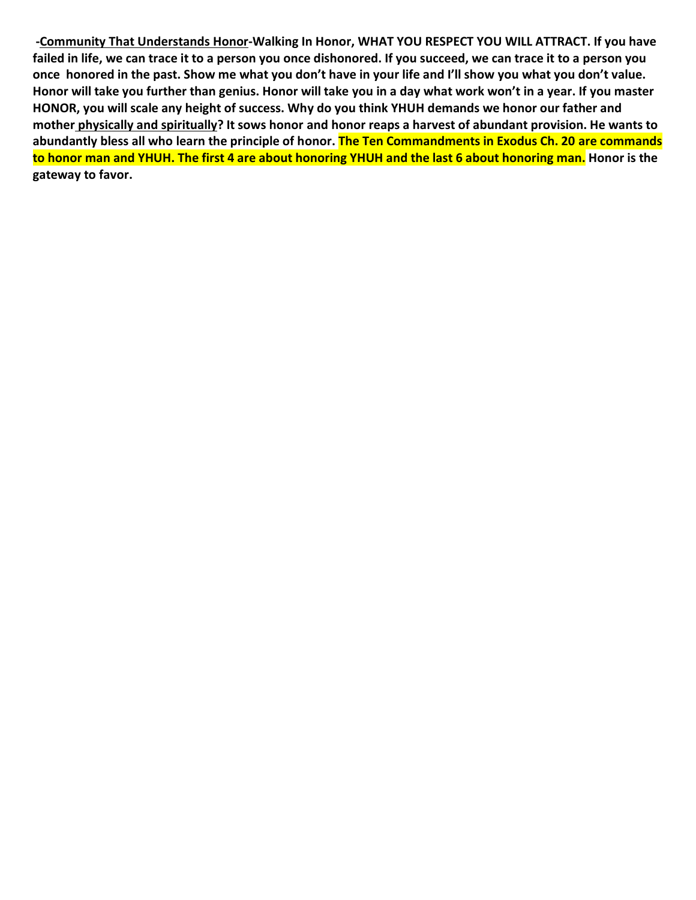**-<u>Community That Understands Honor</u>-Walking In Honor, WHAT YOU RESPECT YOU WILL ATTRACT. If you have failed in life, we can trace it to a person you once dishonored. If you succeed, we can trace it to a person you once honored in the past. Show me what you don't have in your life and I'll show you what you don't value. Honor will take you further than genius. Honor will take you in a day what work won't in a year. If you master HONOR, you will scale any height of success. Why do you think YHUH demands we honor our father and mother <u>physically and spiritually</u>? It sows honor and honor reaps a harvest of abundant provision. He wants to abundantly bless all who learn the principle of honor. The Ten Commandments in Exodus Ch. 20 are commands to honor man and YHUH. The first 4 are about honoring YHUH and the last 6 about honoring man. Honor is the gateway to favor.**